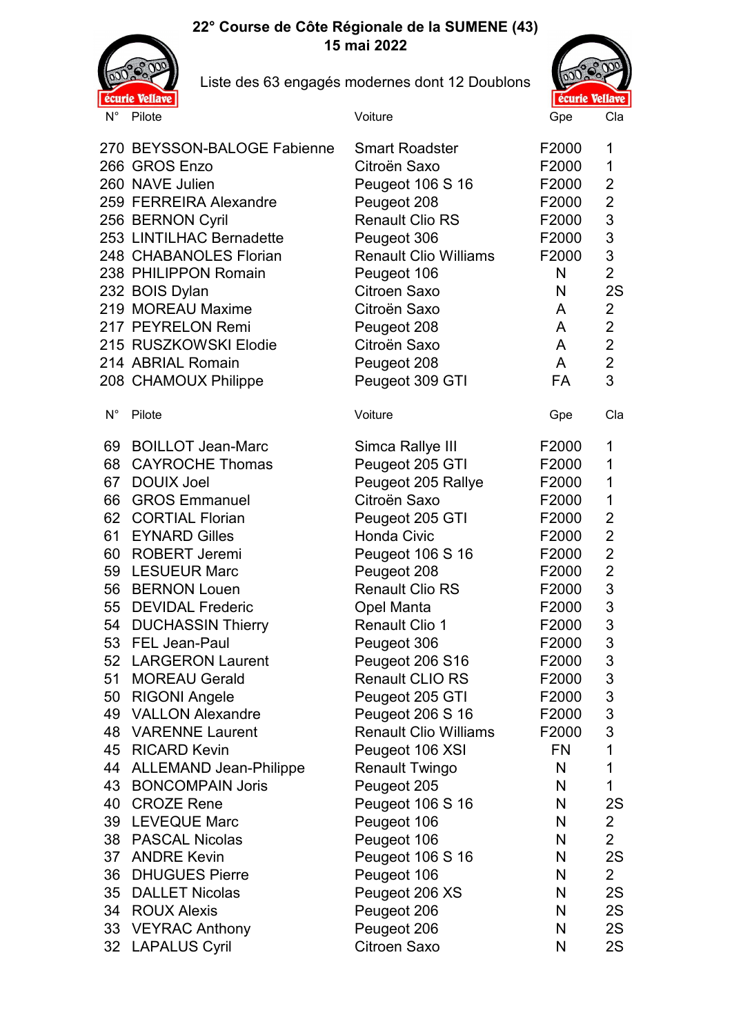# 22° Course de Côte Régionale de la SUMENE (43)

**15 mai 2022**

Liste des 63 engagés modernes dont 12 Doublons

| N° | Pilote | Voiture | Gpe | Cla |
|---|---|---|---|---|
| 270 | BEYSSON-BALOGE Fabienne | Smart Roadster | F2000 | 1 |
| 266 | GROS Enzo | Citroën Saxo | F2000 | 1 |
| 260 | NAVE Julien | Peugeot 106 S 16 | F2000 | 2 |
| 259 | FERREIRA Alexandre | Peugeot 208 | F2000 | 2 |
| 256 | BERNON Cyril | Renault Clio RS | F2000 | 3 |
| 253 | LINTILHAC Bernadette | Peugeot 306 | F2000 | 3 |
| 248 | CHABANOLES Florian | Renault Clio Williams | F2000 | 3 |
| 238 | PHILIPPON Romain | Peugeot 106 | N | 2 |
| 232 | BOIS Dylan | Citroen Saxo | N | 2S |
| 219 | MOREAU Maxime | Citroën Saxo | A | 2 |
| 217 | PEYRELON Remi | Peugeot 208 | A | 2 |
| 215 | RUSZKOWSKI Elodie | Citroën Saxo | A | 2 |
| 214 | ABRIAL Romain | Peugeot 208 | A | 2 |
| 208 | CHAMOUX Philippe | Peugeot 309 GTI | FA | 3 |

| N° | Pilote | Voiture | Gpe | Cla |
|---|---|---|---|---|
| 69 | BOILLOT Jean-Marc | Simca Rallye III | F2000 | 1 |
| 68 | CAYROCHE Thomas | Peugeot 205 GTI | F2000 | 1 |
| 67 | DOUIX Joel | Peugeot 205 Rallye | F2000 | 1 |
| 66 | GROS Emmanuel | Citroën Saxo | F2000 | 1 |
| 62 | CORTIAL Florian | Peugeot 205 GTI | F2000 | 2 |
| 61 | EYNARD Gilles | Honda Civic | F2000 | 2 |
| 60 | ROBERT Jeremi | Peugeot 106 S 16 | F2000 | 2 |
| 59 | LESUEUR Marc | Peugeot 208 | F2000 | 2 |
| 56 | BERNON Louen | Renault Clio RS | F2000 | 3 |
| 55 | DEVIDAL Frederic | Opel Manta | F2000 | 3 |
| 54 | DUCHASSIN Thierry | Renault Clio 1 | F2000 | 3 |
| 53 | FEL Jean-Paul | Peugeot 306 | F2000 | 3 |
| 52 | LARGERON Laurent | Peugeot 206 S16 | F2000 | 3 |
| 51 | MOREAU Gerald | Renault CLIO RS | F2000 | 3 |
| 50 | RIGONI Angele | Peugeot 205 GTI | F2000 | 3 |
| 49 | VALLON Alexandre | Peugeot 206 S 16 | F2000 | 3 |
| 48 | VARENNE Laurent | Renault Clio Williams | F2000 | 3 |
| 45 | RICARD Kevin | Peugeot 106 XSI | FN | 1 |
| 44 | ALLEMAND Jean-Philippe | Renault Twingo | N | 1 |
| 43 | BONCOMPAIN Joris | Peugeot 205 | N | 1 |
| 40 | CROZE Rene | Peugeot 106 S 16 | N | 2S |
| 39 | LEVEQUE Marc | Peugeot 106 | N | 2 |
| 38 | PASCAL Nicolas | Peugeot 106 | N | 2 |
| 37 | ANDRE Kevin | Peugeot 106 S 16 | N | 2S |
| 36 | DHUGUES Pierre | Peugeot 106 | N | 2 |
| 35 | DALLET Nicolas | Peugeot 206 XS | N | 2S |
| 34 | ROUX Alexis | Peugeot 206 | N | 2S |
| 33 | VEYRAC Anthony | Peugeot 206 | N | 2S |
| 32 | LAPALUS Cyril | Citroen Saxo | N | 2S |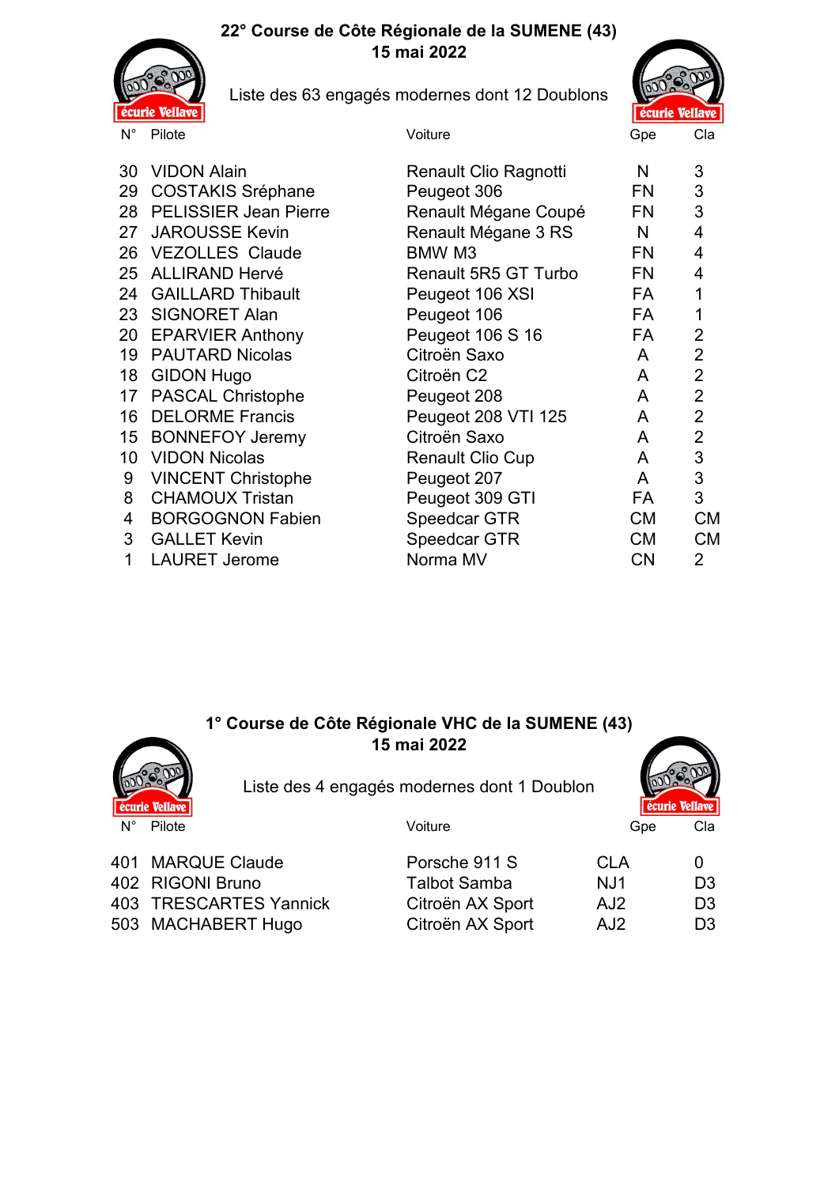## 22° Course de Côte Régionale de la SUMENE (43)

**15 mai 2022**

Liste des 63 engagés modernes dont 12 Doublons

| N° | Pilote | Voiture | Gpe | Cla |
|---|---|---|---|---|
| 30 | VIDON Alain | Renault Clio Ragnotti | N | 3 |
| 29 | COSTAKIS Sréphane | Peugeot 306 | FN | 3 |
| 28 | PELISSIER Jean Pierre | Renault Mégane Coupé | FN | 3 |
| 27 | JAROUSSE Kevin | Renault Mégane 3 RS | N | 4 |
| 26 | VEZOLLES Claude | BMW M3 | FN | 4 |
| 25 | ALLIRAND Hervé | Renault 5R5 GT Turbo | FN | 4 |
| 24 | GAILLARD Thibault | Peugeot 106 XSI | FA | 1 |
| 23 | SIGNORET Alan | Peugeot 106 | FA | 1 |
| 20 | EPARVIER Anthony | Peugeot 106 S 16 | FA | 2 |
| 19 | PAUTARD Nicolas | Citroën Saxo | A | 2 |
| 18 | GIDON Hugo | Citroën C2 | A | 2 |
| 17 | PASCAL Christophe | Peugeot 208 | A | 2 |
| 16 | DELORME Francis | Peugeot 208 VTI 125 | A | 2 |
| 15 | BONNEFOY Jeremy | Citroën Saxo | A | 2 |
| 10 | VIDON Nicolas | Renault Clio Cup | A | 3 |
| 9 | VINCENT Christophe | Peugeot 207 | A | 3 |
| 8 | CHAMOUX Tristan | Peugeot 309 GTI | FA | 3 |
| 4 | BORGOGNON Fabien | Speedcar GTR | CM | CM |
| 3 | GALLET Kevin | Speedcar GTR | CM | CM |
| 1 | LAURET Jerome | Norma MV | CN | 2 |

## 1° Course de Côte Régionale VHC de la SUMENE (43)

**15 mai 2022**

Liste des 4 engagés modernes dont 1 Doublon

| N° | Pilote | Voiture | Gpe | Cla |
|---|---|---|---|---|
| 401 | MARQUE Claude | Porsche 911 S | CLA | 0 |
| 402 | RIGONI Bruno | Talbot Samba | NJ1 | D3 |
| 403 | TRESCARTES Yannick | Citroën AX Sport | AJ2 | D3 |
| 503 | MACHABERT Hugo | Citroën AX Sport | AJ2 | D3 |